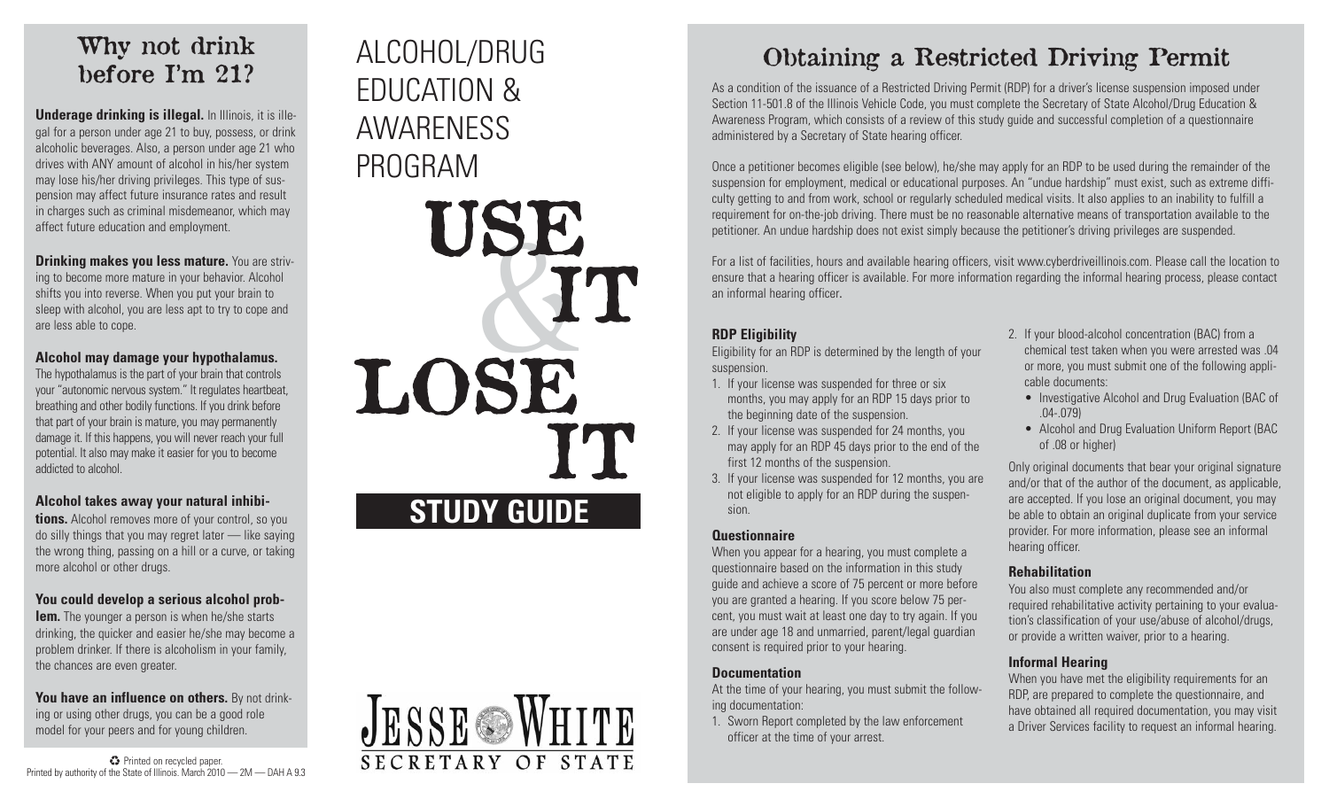## Why not drink before I'm 21?

**Underage drinking is illegal.** In Illinois, it is illegal for a person under age 21 to buy, possess, or drink alcoholic beverages. Also, a person under age 21 who drives with ANY amount of alcohol in his/her system may lose his/her driving privileges. This type of suspension may affect future insurance rates and result in charges such as criminal misdemeanor, which may affect future education and employment.

**Drinking makes you less mature.** You are striving to become more mature in your behavior. Alcohol shifts you into reverse. When you put your brain to sleep with alcohol, you are less apt to try to cope and are less able to cope.

**Alcohol may damage your hypothalamus.** The hypothalamus is the part of your brain that controls your "autonomic nervous system." It regulates heartbeat, breathing and other bodily functions. If you drink before that part of your brain is mature, you may permanently damage it. If this happens, you will never reach your full potential. It also may make it easier for you to become addicted to alcohol.

**Alcohol takes away your natural inhibitions.** Alcohol removes more of your control, so you do silly things that you may regret later — like saying the wrong thing, passing on a hill or a curve, or taking more alcohol or other drugs.

**You could develop a serious alcohol problem.** The younger a person is when he/she starts drinking, the quicker and easier he/she may become a problem drinker. If there is alcoholism in your family, the chances are even greater.

**You have an influence on others.** By not drinking or using other drugs, you can be a good role model for your peers and for young children.

♻ Printed on recycled paper.
Printed by authority of the State of Illinois. March 2010 — 2M — DAH A 9.3

# ALCOHOL/DRUG EDUCATION & AWARENESS PROGRAM

# USE & IT LOSE IT

## STUDY GUIDE

JESSE WHITE
SECRETARY OF STATE

## Obtaining a Restricted Driving Permit

As a condition of the issuance of a Restricted Driving Permit (RDP) for a driver's license suspension imposed under Section 11-501.8 of the Illinois Vehicle Code, you must complete the Secretary of State Alcohol/Drug Education & Awareness Program, which consists of a review of this study guide and successful completion of a questionnaire administered by a Secretary of State hearing officer.

Once a petitioner becomes eligible (see below), he/she may apply for an RDP to be used during the remainder of the suspension for employment, medical or educational purposes. An "undue hardship" must exist, such as extreme difficulty getting to and from work, school or regularly scheduled medical visits. It also applies to an inability to fulfill a requirement for on-the-job driving. There must be no reasonable alternative means of transportation available to the petitioner. An undue hardship does not exist simply because the petitioner's driving privileges are suspended.

For a list of facilities, hours and available hearing officers, visit www.cyberdriveillinois.com. Please call the location to ensure that a hearing officer is available. For more information regarding the informal hearing process, please contact an informal hearing officer.

### RDP Eligibility

Eligibility for an RDP is determined by the length of your suspension.

1. If your license was suspended for three or six months, you may apply for an RDP 15 days prior to the beginning date of the suspension.
2. If your license was suspended for 24 months, you may apply for an RDP 45 days prior to the end of the first 12 months of the suspension.
3. If your license was suspended for 12 months, you are not eligible to apply for an RDP during the suspension.

### Questionnaire

When you appear for a hearing, you must complete a questionnaire based on the information in this study guide and achieve a score of 75 percent or more before you are granted a hearing. If you score below 75 percent, you must wait at least one day to try again. If you are under age 18 and unmarried, parent/legal guardian consent is required prior to your hearing.

### Documentation

At the time of your hearing, you must submit the following documentation:

1. Sworn Report completed by the law enforcement officer at the time of your arrest.
2. If your blood-alcohol concentration (BAC) from a chemical test taken when you were arrested was .04 or more, you must submit one of the following applicable documents:
   - Investigative Alcohol and Drug Evaluation (BAC of .04-.079)
   - Alcohol and Drug Evaluation Uniform Report (BAC of .08 or higher)

Only original documents that bear your original signature and/or that of the author of the document, as applicable, are accepted. If you lose an original document, you may be able to obtain an original duplicate from your service provider. For more information, please see an informal hearing officer.

### Rehabilitation

You also must complete any recommended and/or required rehabilitative activity pertaining to your evaluation's classification of your use/abuse of alcohol/drugs, or provide a written waiver, prior to a hearing.

### Informal Hearing

When you have met the eligibility requirements for an RDP, are prepared to complete the questionnaire, and have obtained all required documentation, you may visit a Driver Services facility to request an informal hearing.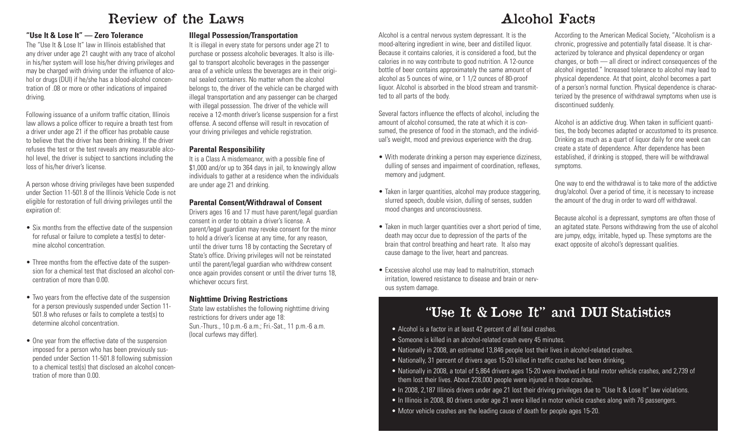# Review of the Laws

### "Use It & Lose It" — Zero Tolerance

The "Use It & Lose It" law in Illinois established that any driver under age 21 caught with any trace of alcohol in his/her system will lose his/her driving privileges and may be charged with driving under the influence of alcohol or drugs (DUI) if he/she has a blood-alcohol concentration of .08 or more or other indications of impaired driving.

Following issuance of a uniform traffic citation, Illinois law allows a police officer to require a breath test from a driver under age 21 if the officer has probable cause to believe that the driver has been drinking. If the driver refuses the test or the test reveals any measurable alcohol level, the driver is subject to sanctions including the loss of his/her driver's license.

A person whose driving privileges have been suspended under Section 11-501.8 of the Illinois Vehicle Code is not eligible for restoration of full driving privileges until the expiration of:

- Six months from the effective date of the suspension for refusal or failure to complete a test(s) to determine alcohol concentration.
- Three months from the effective date of the suspension for a chemical test that disclosed an alcohol concentration of more than 0.00.
- Two years from the effective date of the suspension for a person previously suspended under Section 11-501.8 who refuses or fails to complete a test(s) to determine alcohol concentration.
- One year from the effective date of the suspension imposed for a person who has been previously suspended under Section 11-501.8 following submission to a chemical test(s) that disclosed an alcohol concentration of more than 0.00.

### Illegal Possession/Transportation

It is illegal in every state for persons under age 21 to purchase or possess alcoholic beverages. It also is illegal to transport alcoholic beverages in the passenger area of a vehicle unless the beverages are in their original sealed containers. No matter whom the alcohol belongs to, the driver of the vehicle can be charged with illegal transportation and any passenger can be charged with illegal possession. The driver of the vehicle will receive a 12-month driver's license suspension for a first offense. A second offense will result in revocation of your driving privileges and vehicle registration.

### Parental Responsibility

It is a Class A misdemeanor, with a possible fine of $1,000 and/or up to 364 days in jail, to knowingly allow individuals to gather at a residence when the individuals are under age 21 and drinking.

### Parental Consent/Withdrawal of Consent

Drivers ages 16 and 17 must have parent/legal guardian consent in order to obtain a driver's license. A parent/legal guardian may revoke consent for the minor to hold a driver's license at any time, for any reason, until the driver turns 18 by contacting the Secretary of State's office. Driving privileges will not be reinstated until the parent/legal guardian who withdrew consent once again provides consent or until the driver turns 18, whichever occurs first.

### Nighttime Driving Restrictions

State law establishes the following nighttime driving restrictions for drivers under age 18:
Sun.-Thurs., 10 p.m.-6 a.m.; Fri.-Sat., 11 p.m.-6 a.m.
(local curfews may differ).

# Alcohol Facts

Alcohol is a central nervous system depressant. It is the mood-altering ingredient in wine, beer and distilled liquor. Because it contains calories, it is considered a food, but the calories in no way contribute to good nutrition. A 12-ounce bottle of beer contains approximately the same amount of alcohol as 5 ounces of wine, or 1 1/2 ounces of 80-proof liquor. Alcohol is absorbed in the blood stream and transmitted to all parts of the body.

Several factors influence the effects of alcohol, including the amount of alcohol consumed, the rate at which it is consumed, the presence of food in the stomach, and the individual's weight, mood and previous experience with the drug.

- With moderate drinking a person may experience dizziness, dulling of senses and impairment of coordination, reflexes, memory and judgment.
- Taken in larger quantities, alcohol may produce staggering, slurred speech, double vision, dulling of senses, sudden mood changes and unconsciousness.
- Taken in much larger quantities over a short period of time, death may occur due to depression of the parts of the brain that control breathing and heart rate. It also may cause damage to the liver, heart and pancreas.
- Excessive alcohol use may lead to malnutrition, stomach irritation, lowered resistance to disease and brain or nervous system damage.

According to the American Medical Society, "Alcoholism is a chronic, progressive and potentially fatal disease. It is characterized by tolerance and physical dependency or organ changes, or both — all direct or indirect consequences of the alcohol ingested." Increased tolerance to alcohol may lead to physical dependence. At that point, alcohol becomes a part of a person's normal function. Physical dependence is characterized by the presence of withdrawal symptoms when use is discontinued suddenly.

Alcohol is an addictive drug. When taken in sufficient quantities, the body becomes adapted or accustomed to its presence. Drinking as much as a quart of liquor daily for one week can create a state of dependence. After dependence has been established, if drinking is stopped, there will be withdrawal symptoms.

One way to end the withdrawal is to take more of the addictive drug/alcohol. Over a period of time, it is necessary to increase the amount of the drug in order to ward off withdrawal.

Because alcohol is a depressant, symptoms are often those of an agitated state. Persons withdrawing from the use of alcohol are jumpy, edgy, irritable, hyped up. These symptoms are the exact opposite of alcohol's depressant qualities.

## "Use It & Lose It" and DUI Statistics

- Alcohol is a factor in at least 42 percent of all fatal crashes.
- Someone is killed in an alcohol-related crash every 45 minutes.
- Nationally in 2008, an estimated 13,846 people lost their lives in alcohol-related crashes.
- Nationally, 31 percent of drivers ages 15-20 killed in traffic crashes had been drinking.
- Nationally in 2008, a total of 5,864 drivers ages 15-20 were involved in fatal motor vehicle crashes, and 2,739 of them lost their lives. About 228,000 people were injured in those crashes.
- In 2008, 2,187 Illinois drivers under age 21 lost their driving privileges due to "Use It & Lose It" law violations.
- In Illinois in 2008, 80 drivers under age 21 were killed in motor vehicle crashes along with 76 passengers.
- Motor vehicle crashes are the leading cause of death for people ages 15-20.